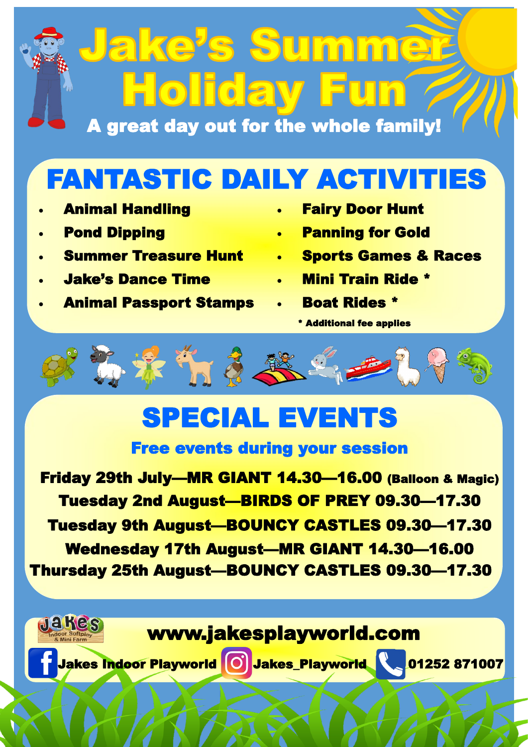# Jake's Summer Holiday Fun

**A great day out for the whole family!**

## FANTASTIC DAILY ACTIVITIES

- Animal Handling
- Pond Dipping
- Summer Treasure Hunt
- Jake's Dance Time
- Animal Passport Stamps
- Fairy Door Hunt
- Panning for Gold
- Sports Games & Races
- Mini Train Ride *
- Boat Rides *

\* Additional fee applies

## SPECIAL EVENTS

### Free events during your session

**Friday 29th July—MR GIANT 14.30—16.00** (Balloon & Magic)

**Tuesday 2nd August—BIRDS OF PREY 09.30—17.30**

**Tuesday 9th August—BOUNCY CASTLES 09.30—17.30**

**Wednesday 17th August—MR GIANT 14.30—16.00**

**Thursday 25th August—BOUNCY CASTLES 09.30—17.30**

Jakes Indoor Softplay & Mini Farm

**www.jakesplayworld.com**

Jakes Indoor Playworld | Jakes_Playworld | 01252 871007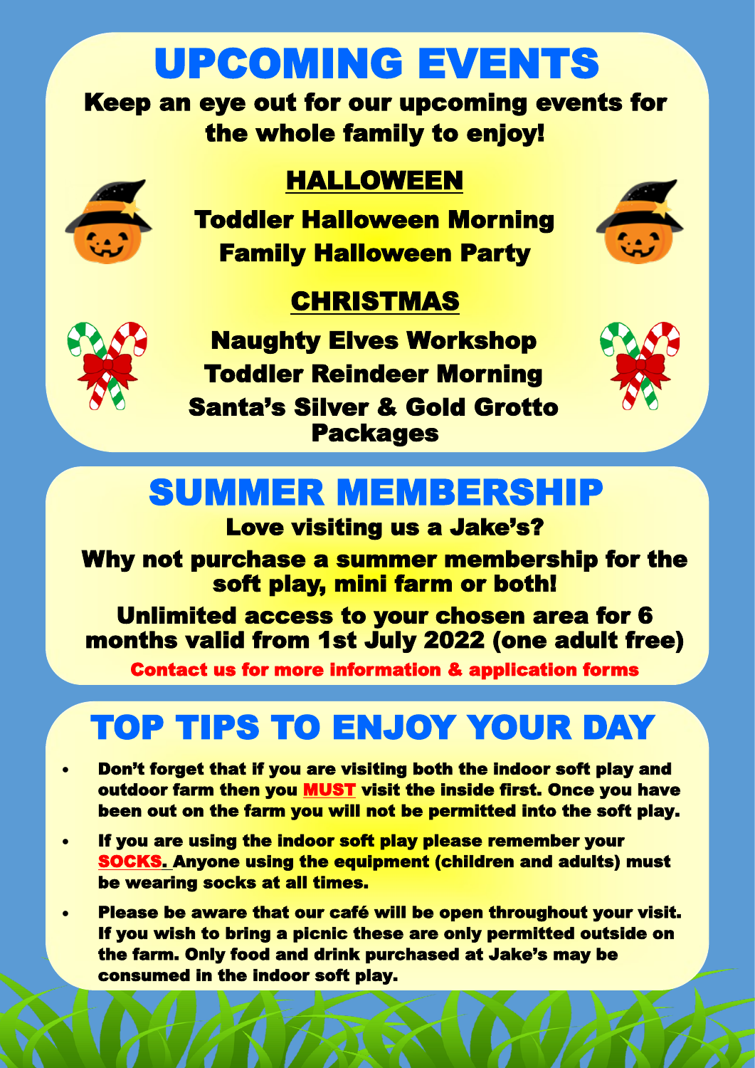# UPCOMING EVENTS

**Keep an eye out for our upcoming events for the whole family to enjoy!**

## HALLOWEEN

**Toddler Halloween Morning**

**Family Halloween Party**

## CHRISTMAS

**Naughty Elves Workshop**

**Toddler Reindeer Morning**

**Santa's Silver & Gold Grotto Packages**

# SUMMER MEMBERSHIP

**Love visiting us a Jake's?**

**Why not purchase a summer membership for the soft play, mini farm or both!**

**Unlimited access to your chosen area for 6 months valid from 1st July 2022 (one adult free)**

**Contact us for more information & application forms**

# TOP TIPS TO ENJOY YOUR DAY

- **Don't forget that if you are visiting both the indoor soft play and outdoor farm then you MUST visit the inside first. Once you have been out on the farm you will not be permitted into the soft play.**
- **If you are using the indoor soft play please remember your SOCKS. Anyone using the equipment (children and adults) must be wearing socks at all times.**
- **Please be aware that our café will be open throughout your visit. If you wish to bring a picnic these are only permitted outside on the farm. Only food and drink purchased at Jake's may be consumed in the indoor soft play.**